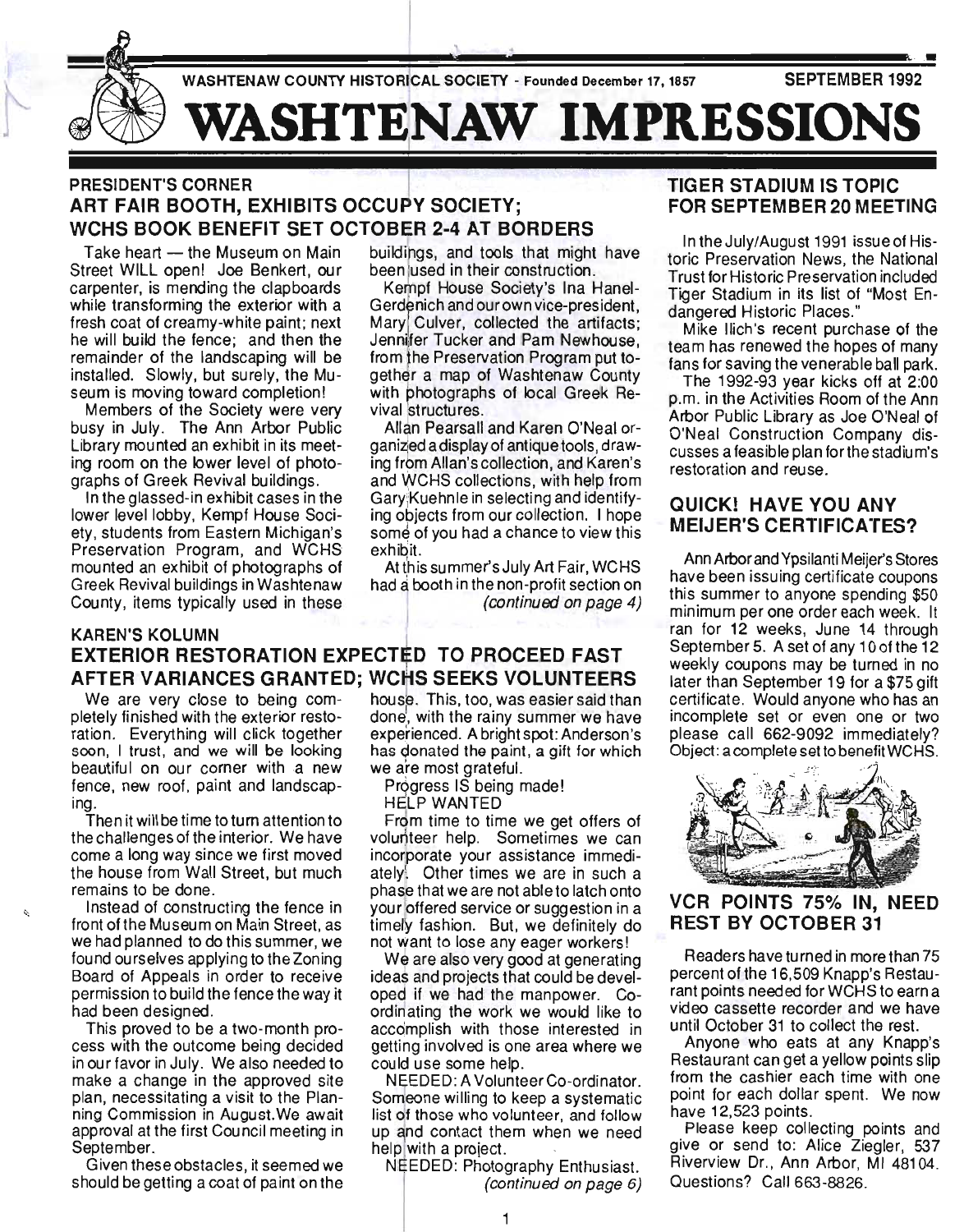WASHTENAW COUNTY HISTORICAL SOCIETY - Founded December 17, 1857 SEPTEMBER 1992

# WASHTENAW IMPRESSIONS

## PRESIDENT'S CORNER

### ART FAIR BOOTH, EXHIBITS OCCUPY SOCIETY; WCHS BOOK BENEFIT SET OCTOBER 2-4 AT BORDERS

Take heart — the Museum on Main Street WILL open! Joe Benkert, our carpenter, is mending the clapboards while transforming the exterior with a fresh coat of creamy-white paint; next he will build the fence; and then the remainder of the landscaping will be installed. Slowly, but surely, the Museum is moving toward completion!

Members of the Society were very busy in July. The Ann Arbor Public Library mounted an exhibit in its meeting room on the lower level of photographs of Greek Revival buildings.

In the glassed-in exhibit cases in the lower level lobby, Kempf House Society, students from Eastern Michigan's Preservation Program, and WCHS mounted an exhibit of photographs of Greek Revival buildings in Washtenaw County, items typically used in these buildings, and tools that might have been used in their construction.

Kempf House Society's Ina Hanel-Gerdenich and our own vice-president, Mary Culver, collected the artifacts; Jennifer Tucker and Pam Newhouse, from the Preservation Program put together a map of Washtenaw County with photographs of local Greek Revival structures.

Allan Pearsall and Karen O'Neal organized a display of antique tools, drawing from Allan's collection, and Karen's and WCHS collections, with help from Gary Kuehnle in selecting and identifying objects from our collection. I hope some of you had a chance to view this exhibit.

At this summer's July Art Fair, WCHS had a booth in the non-profit section on *(continued on page 4)*

## KAREN'S KOLUMN

### EXTERIOR RESTORATION EXPECTED TO PROCEED FAST AFTER VARIANCES GRANTED; WCHS SEEKS VOLUNTEERS

We are very close to being completely finished with the exterior restoration. Everything will click together soon, I trust, and we will be looking beautiful on our corner with a new fence, new roof, paint and landscaping.

Then it will be time to turn attention to the challenges of the interior. We have come a long way since we first moved the house from Wall Street, but much remains to be done.

Instead of constructing the fence in front of the Museum on Main Street, as we had planned to do this summer, we found ourselves applying to the Zoning Board of Appeals in order to receive permission to build the fence the way it had been designed.

This proved to be a two-month process with the outcome being decided in our favor in July. We also needed to make a change in the approved site plan, necessitating a visit to the Planning Commission in August. We await approval at the first Council meeting in September.

Given these obstacles, it seemed we should be getting a coat of paint on the house. This, too, was easier said than done, with the rainy summer we have experienced. A bright spot: Anderson's has donated the paint, a gift for which we are most grateful.

Progress IS being made!

HELP WANTED

From time to time we get offers of volunteer help. Sometimes we can incorporate your assistance immediately. Other times we are in such a phase that we are not able to latch onto your offered service or suggestion in a timely fashion. But, we definitely do not want to lose any eager workers!

We are also very good at generating ideas and projects that could be developed if we had the manpower. Coordinating the work we would like to accomplish with those interested in getting involved is one area where we could use some help.

NEEDED: A Volunteer Co-ordinator. Someone willing to keep a systematic list of those who volunteer, and follow up and contact them when we need help with a project.

NEEDED: Photography Enthusiast. *(continued on page 6)*

## TIGER STADIUM IS TOPIC FOR SEPTEMBER 20 MEETING

In the July/August 1991 issue of Historic Preservation News, the National Trust for Historic Preservation included Tiger Stadium in its list of "Most Endangered Historic Places."

Mike Ilich's recent purchase of the team has renewed the hopes of many fans for saving the venerable ball park.

The 1992-93 year kicks off at 2:00 p.m. in the Activities Room of the Ann Arbor Public Library as Joe O'Neal of O'Neal Construction Company discusses a feasible plan for the stadium's restoration and reuse.

## QUICK! HAVE YOU ANY MEIJER'S CERTIFICATES?

Ann Arbor and Ypsilanti Meijer's Stores have been issuing certificate coupons this summer to anyone spending $50 minimum per one order each week. It ran for 12 weeks, June 14 through September 5. A set of any 10 of the 12 weekly coupons may be turned in no later than September 19 for a $75 gift certificate. Would anyone who has an incomplete set or even one or two please call 662-9092 immediately? Object: a complete set to benefit WCHS.

## VCR POINTS 75% IN, NEED REST BY OCTOBER 31

Readers have turned in more than 75 percent of the 16,509 Knapp's Restaurant points needed for WCHS to earn a video cassette recorder and we have until October 31 to collect the rest.

Anyone who eats at any Knapp's Restaurant can get a yellow points slip from the cashier each time with one point for each dollar spent. We now have 12,523 points.

Please keep collecting points and give or send to: Alice Ziegler, 537 Riverview Dr., Ann Arbor, MI 48104. Questions? Call 663-8826.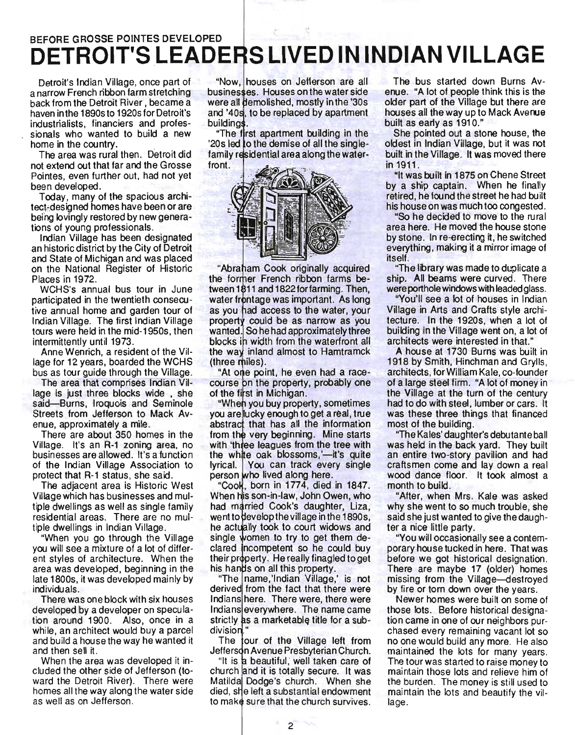BEFORE GROSSE POINTES DEVELOPED

# DETROIT'S LEADERS LIVED IN INDIAN VILLAGE

Detroit's Indian Village, once part of a narrow French ribbon farm stretching back from the Detroit River, became a haven in the 1890s to 1920s for Detroit's industrialists, financiers and professionals who wanted to build a new home in the country.

The area was rural then. Detroit did not extend out that far and the Grosse Pointes, even further out, had not yet been developed.

Today, many of the spacious architect-designed homes have been or are being lovingly restored by new generations of young professionals.

Indian Village has been designated an historic district by the City of Detroit and State of Michigan and was placed on the National Register of Historic Places in 1972.

WCHS's annual bus tour in June participated in the twentieth consecutive annual home and garden tour of Indian Village. The first Indian Village tours were held in the mid-1950s, then intermittently until 1973.

Anne Wenrich, a resident of the Village for 12 years, boarded the WCHS bus as tour guide through the Village.

The area that comprises Indian Village is just three blocks wide, she said—Burns, Iroquois and Seminole Streets from Jefferson to Mack Avenue, approximately a mile.

There are about 350 homes in the Village. It's an R-1 zoning area, no businesses are allowed. It's a function of the Indian Village Association to protect that R-1 status, she said.

The adjacent area is Historic West Village which has businesses and multiple dwellings as well as single family residential areas. There are no multiple dwellings in Indian Village.

"When you go through the Village you will see a mixture of a lot of different styles of architecture. When the area was developed, beginning in the late 1800s, it was developed mainly by individuals.

There was one block with six houses developed by a developer on speculation around 1900. Also, once in a while, an architect would buy a parcel and build a house the way he wanted it and then sell it.

When the area was developed it included the other side of Jefferson (toward the Detroit River). There were homes all the way along the water side as well as on Jefferson.

"Now, houses on Jefferson are all businesses. Houses on the water side were all demolished, mostly in the '30s and '40s, to be replaced by apartment buildings.

"The first apartment building in the '20s led to the demise of all the single-family residential area along the waterfront.

"Abraham Cook originally acquired the former French ribbon farms between 1811 and 1822 for farming. Then, water frontage was important. As long as you had access to the water, your property could be as narrow as you wanted. So he had approximately three blocks in width from the waterfront all the way inland almost to Hamtramck (three miles).

"At one point, he even had a racecourse on the property, probably one of the first in Michigan.

"When you buy property, sometimes you are lucky enough to get a real, true abstract that has all the information from the very beginning. Mine starts with 'three leagues from the tree with the white oak blossoms,'—it's quite lyrical. You can track every single person who lived along here.

"Cook, born in 1774, died in 1847. When his son-in-law, John Owen, who had married Cook's daughter, Liza, went to develop the village in the 1890s, he actually took to court widows and single women to try to get them declared incompetent so he could buy their property. He really finagled to get his hands on all this property.

"The name,'Indian Village,' is not derived from the fact that there were Indians here. There were, there were Indians everywhere. The name came strictly as a marketable title for a subdivision."

The tour of the Village left from Jefferson Avenue Presbyterian Church.

"It is a beautiful, well taken care of church and it is totally secure. It was Matilda Dodge's church. When she died, she left a substantial endowment to make sure that the church survives.

The bus started down Burns Avenue. "A lot of people think this is the older part of the Village but there are houses all the way up to Mack Avenue built as early as 1910."

She pointed out a stone house, the oldest in Indian Village, but it was not built in the Village. It was moved there in 1911.

"It was built in 1875 on Chene Street by a ship captain. When he finally retired, he found the street he had built his house on was much too congested.

"So he decided to move to the rural area here. He moved the house stone by stone. In re-erecting it, he switched everything, making it a mirror image of itself.

"The library was made to duplicate a ship. All beams were curved. There were porthole windows with leaded glass.

"You'll see a lot of houses in Indian Village in Arts and Crafts style architecture. In the 1920s, when a lot of building in the Village went on, a lot of architects were interested in that."

A house at 1730 Burns was built in 1918 by Smith, Hinchman and Grylls, architects, for William Kale, co-founder of a large steel firm. "A lot of money in the Village at the turn of the century had to do with steel, lumber or cars. It was these three things that financed most of the building.

"The Kales' daughter's debutante ball was held in the back yard. They built an entire two-story pavilion and had craftsmen come and lay down a real wood dance floor. It took almost a month to build.

"After, when Mrs. Kale was asked why she went to so much trouble, she said she just wanted to give the daughter a nice little party.

"You will occasionally see a contemporary house tucked in here. That was before we got historical designation. There are maybe 17 (older) homes missing from the Village—destroyed by fire or torn down over the years.

Newer homes were built on some of those lots. Before historical designation came in one of our neighbors purchased every remaining vacant lot so no one would build any more. He also maintained the lots for many years. The tour was started to raise money to maintain those lots and relieve him of the burden. The money is still used to maintain the lots and beautify the village.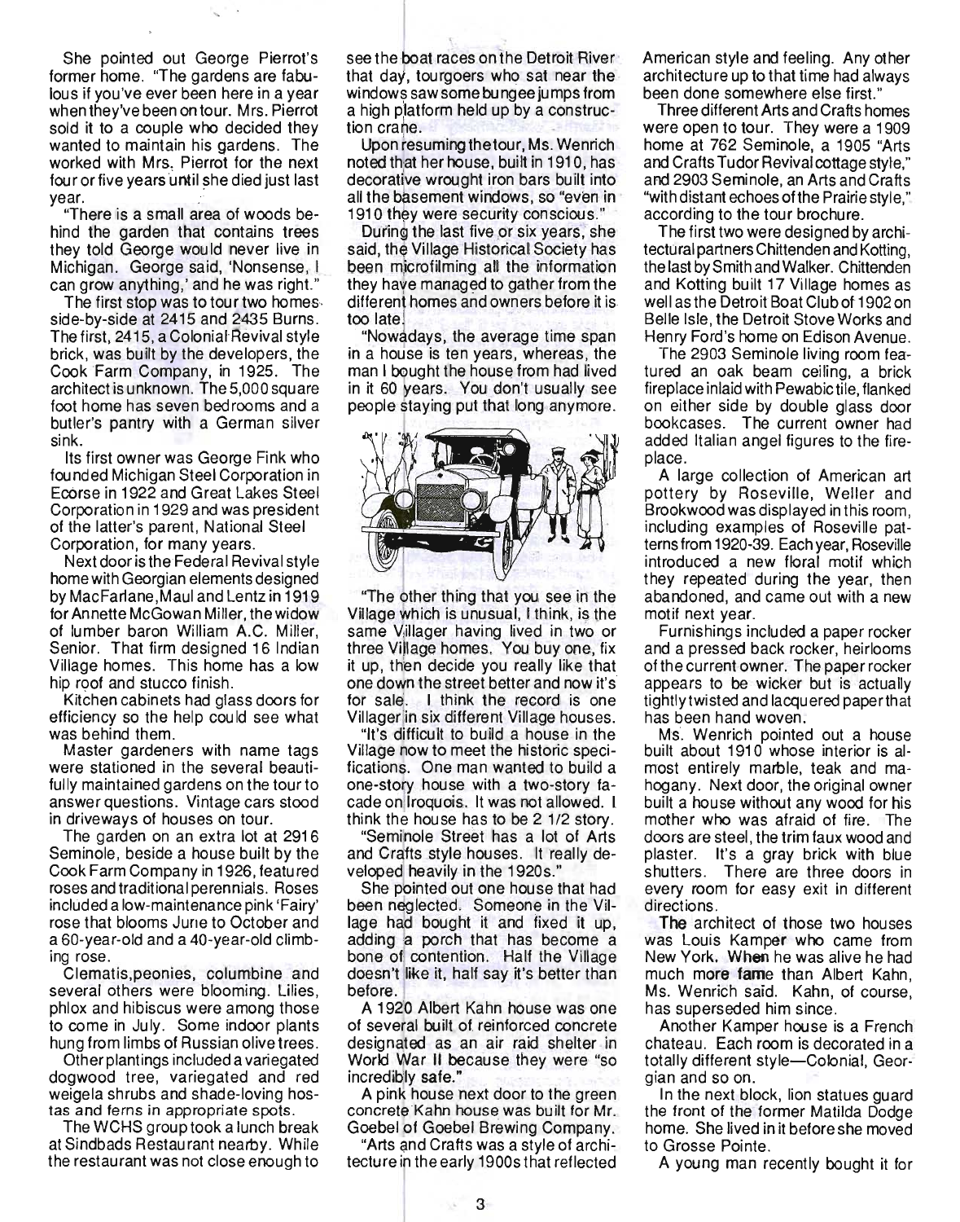She pointed out George Pierrot's former home. "The gardens are fabulous if you've ever been here in a year when they've been on tour. Mrs. Pierrot sold it to a couple who decided they wanted to maintain his gardens. The worked with Mrs. Pierrot for the next four or five years until she died just last year.

"There is a small area of woods behind the garden that contains trees they told George would never live in Michigan. George said, 'Nonsense, I can grow anything,' and he was right."

The first stop was to tour two homes side-by-side at 2415 and 2435 Burns. The first, 2415, a Colonial Revival style brick, was built by the developers, the Cook Farm Company, in 1925. The architect is unknown. The 5,000 square foot home has seven bedrooms and a butler's pantry with a German silver sink.

Its first owner was George Fink who founded Michigan Steel Corporation in Ecorse in 1922 and Great Lakes Steel Corporation in 1929 and was president of the latter's parent, National Steel Corporation, for many years.

Next door is the Federal Revival style home with Georgian elements designed by MacFarlane, Maul and Lentz in 1919 for Annette McGowan Miller, the widow of lumber baron William A.C. Miller, Senior. That firm designed 16 Indian Village homes. This home has a low hip roof and stucco finish.

Kitchen cabinets had glass doors for efficiency so the help could see what was behind them.

Master gardeners with name tags were stationed in the several beautifully maintained gardens on the tour to answer questions. Vintage cars stood in driveways of houses on tour.

The garden on an extra lot at 2916 Seminole, beside a house built by the Cook Farm Company in 1926, featured roses and traditional perennials. Roses included a low-maintenance pink 'Fairy' rose that blooms June to October and a 60-year-old and a 40-year-old climbing rose.

Clematis, peonies, columbine and several others were blooming. Lilies, phlox and hibiscus were among those to come in July. Some indoor plants hung from limbs of Russian olive trees.

Other plantings included a variegated dogwood tree, variegated and red weigela shrubs and shade-loving hostas and ferns in appropriate spots.

The WCHS group took a lunch break at Sindbads Restaurant nearby. While the restaurant was not close enough to see the boat races on the Detroit River that day, tourgoers who sat near the windows saw some bungee jumps from a high platform held up by a construction crane.

Upon resuming the tour, Ms. Wenrich noted that her house, built in 1910, has decorative wrought iron bars built into all the basement windows, so "even in 1910 they were security conscious."

During the last five or six years, she said, the Village Historical Society has been microfilming all the information they have managed to gather from the different homes and owners before it is too late.

"Nowadays, the average time span in a house is ten years, whereas, the man I bought the house from had lived in it 60 years. You don't usually see people staying put that long anymore.

"The other thing that you see in the Village which is unusual, I think, is the same Villager having lived in two or three Village homes. You buy one, fix it up, then decide you really like that one down the street better and now it's for sale. I think the record is one Villager in six different Village houses.

"It's difficult to build a house in the Village now to meet the historic specifications. One man wanted to build a one-story house with a two-story facade on Iroquois. It was not allowed. I think the house has to be 2 1/2 story.

"Seminole Street has a lot of Arts and Crafts style houses. It really developed heavily in the 1920s."

She pointed out one house that had been neglected. Someone in the Village had bought it and fixed it up, adding a porch that has become a bone of contention. Half the Village doesn't like it, half say it's better than before.

A 1920 Albert Kahn house was one of several built of reinforced concrete designated as an air raid shelter in World War II because they were "so incredibly safe."

A pink house next door to the green concrete Kahn house was built for Mr. Goebel of Goebel Brewing Company.

"Arts and Crafts was a style of architecture in the early 1900s that reflected American style and feeling. Any other architecture up to that time had always been done somewhere else first."

Three different Arts and Crafts homes were open to tour. They were a 1909 home at 762 Seminole, a 1905 "Arts and Crafts Tudor Revival cottage style," and 2903 Seminole, an Arts and Crafts "with distant echoes of the Prairie style," according to the tour brochure.

The first two were designed by architectural partners Chittenden and Kotting, the last by Smith and Walker. Chittenden and Kotting built 17 Village homes as well as the Detroit Boat Club of 1902 on Belle Isle, the Detroit Stove Works and Henry Ford's home on Edison Avenue.

The 2903 Seminole living room featured an oak beam ceiling, a brick fireplace inlaid with Pewabic tile, flanked on either side by double glass door bookcases. The current owner had added Italian angel figures to the fireplace.

A large collection of American art pottery by Roseville, Weller and Brookwood was displayed in this room, including examples of Roseville patterns from 1920-39. Each year, Roseville introduced a new floral motif which they repeated during the year, then abandoned, and came out with a new motif next year.

Furnishings included a paper rocker and a pressed back rocker, heirlooms of the current owner. The paper rocker appears to be wicker but is actually tightly twisted and lacquered paper that has been hand woven.

Ms. Wenrich pointed out a house built about 1910 whose interior is almost entirely marble, teak and mahogany. Next door, the original owner built a house without any wood for his mother who was afraid of fire. The doors are steel, the trim faux wood and plaster. It's a gray brick with blue shutters. There are three doors in every room for easy exit in different directions.

The architect of those two houses was Louis Kamper who came from New York. When he was alive he had much more fame than Albert Kahn, Ms. Wenrich said. Kahn, of course, has superseded him since.

Another Kamper house is a French chateau. Each room is decorated in a totally different style—Colonial, Georgian and so on.

In the next block, lion statues guard the front of the former Matilda Dodge home. She lived in it before she moved to Grosse Pointe.

A young man recently bought it for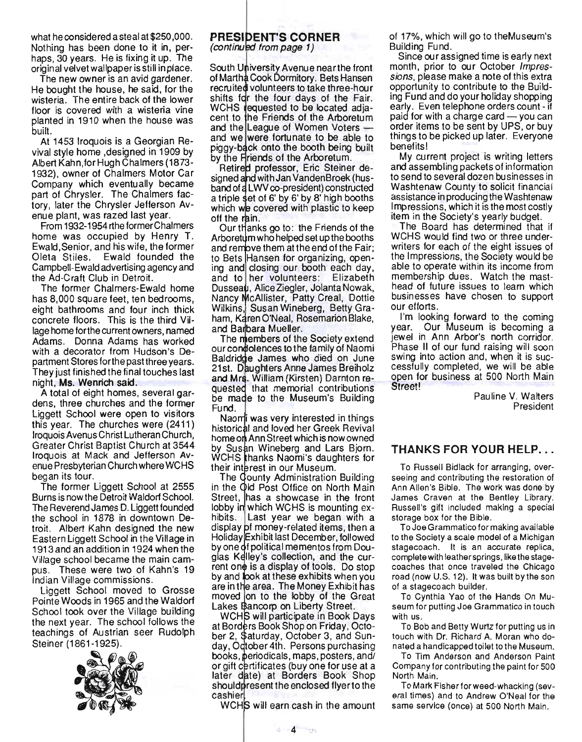what he considered a steal at $250,000. Nothing has been done to it in, perhaps, 30 years. He is fixing it up. The original velvet wallpaper is still in place.

The new owner is an avid gardener. He bought the house, he said, for the wisteria. The entire back of the lower floor is covered with a wisteria vine planted in 1910 when the house was built.

At 1453 Iroquois is a Georgian Revival style home ,designed in 1909 by Albert Kahn,for Hugh Chalmers (1873-1932), owner of Chalmers Motor Car Company which eventually became part of Chrysler. The Chalmers factory, later the Chrysler Jefferson Avenue plant, was razed last year.

From 1932-1954 rthe former Chalmers home was occupied by Henry T. Ewald,Senior, and his wife, the former Oleta Stiles. Ewald founded the Campbell-Ewald advertising agency and the Ad-Craft Club in Detroit.

The former Chalmers-Ewald home has 8,000 square feet, ten bedrooms, eight bathrooms and four inch thick concrete floors. This is the third Village home for the current owners, named Adams. Donna Adams has worked with a decorator from Hudson's Department Stores for the past three years. They just finished the final touches last night, **Ms. Wenrich said.**

A total of eight homes, several gardens, three churches and the former Liggett School were open to visitors this year. The churches were (2411) Iroquois Avenus Christ Lutheran Church, Greater Christ Baptist Church at 3544 Iroquois at Mack and Jefferson Avenue Presbyterian Church where WCHS began its tour.

The former Liggett School at 2555 Burns is now the Detroit Waldorf School. The Reverend James D. Liggett founded the school in 1878 in downtown Detroit. Albert Kahn designed the new Eastern Liggett School in the Village in 1913 and an addition in 1924 when the Village school became the main campus. These were two of Kahn's 19 Indian Village commissions.

Liggett School moved to Grosse Pointe Woods in 1965 and the Waldorf School took over the Village building the next year. The school follows the teachings of Austrian seer Rudolph Steiner (1861-1925).

## PRESIDENT'S CORNER

*(continued from page 1)*

South University Avenue near the front of Martha Cook Dormitory. Bets Hansen recruited volunteers to take three-hour shifts for the four days of the Fair. WCHS requested to be located adjacent to the Friends of the Arboretum and the League of Women Voters — and we were fortunate to be able to piggy-back onto the booth being built by the Friends of the Arboretum.

Retired professor, Eric Steiner designed and with Jan VandenBroek (husband of a LWV co-president) constructed a triple set of 6' by 6' by 8' high booths which we covered with plastic to keep off the rain.

Our thanks go to: the Friends of the Arboretum who helped set up the booths and remove them at the end of the Fair; to Bets Hansen for organizing, opening and closing our booth each day, and to her volunteers: Elizabeth Dusseau, Alice Ziegler, Jolanta Nowak, Nancy McAllister, Patty Creal, Dottie Wilkins, Susan Wineberg, Betty Graham, Karen O'Neal, Rosemarion Blake, and Barbara Mueller.

The members of the Society extend our condolences to the family of Naomi Baldridge James who died on June 21st. Daughters Anne James Breiholz and Mrs. William (Kirsten) Darnton requested that memorial contributions be made to the Museum's Building Fund.

Naomi was very interested in things historical and loved her Greek Revival home on Ann Street which is now owned by Susan Wineberg and Lars Bjorn. WCHS thanks Naomi's daughters for their interest in our Museum.

The County Administration Building in the Old Post Office on North Main Street, has a showcase in the front lobby in which WCHS is mounting exhibits. Last year we began with a display of money-related items, then a Holiday Exhibit last December, followed by one of political mementos from Douglas Kelley's collection, and the current one is a display of tools. Do stop by and look at these exhibits when you are in the area. The Money Exhibit has moved on to the lobby of the Great Lakes Bancorp on Liberty Street.

WCHS will participate in Book Days at Borders Book Shop on Friday, October 2, Saturday, October 3, and Sunday, October 4th. Persons purchasing books, periodicals, maps, posters, and/or gift certificates (buy one for use at a later date) at Borders Book Shop should present the enclosed flyer to the cashier.

WCHS will earn cash in the amount of 17%, which will go to the Museum's Building Fund.

Since our assigned time is early next month, prior to our October *Impressions*, please make a note of this extra opportunity to contribute to the Building Fund and do your holiday shopping early. Even telephone orders count - if paid for with a charge card — you can order items to be sent by UPS, or buy things to be picked up later. Everyone benefits!

My current project is writing letters and assembling packets of information to send to several dozen businesses in Washtenaw County to solicit financial assistance in producing the Washtenaw Impressions, which it is the most costly item in the Society's yearly budget.

The Board has determined that if WCHS would find two or three underwriters for each of the eight issues of the Impressions, the Society would be able to operate within its income from membership dues. Watch the masthead of future issues to learn which businesses have chosen to support our efforts.

I'm looking forward to the coming year. Our Museum is becoming a jewel in Ann Arbor's north corridor. Phase II of our fund raising will soon swing into action and, when it is successfully completed, we will be able open for business at 500 North Main Street!

Pauline V. Walters
President

## THANKS FOR YOUR HELP. . .

To Russell Bidlack for arranging, overseeing and contributing the restoration of Ann Allen's Bible. The work was done by James Craven at the Bentley Library. Russell's gift included making a special storage box for the Bible.

To Joe Grammatico for making available to the Society a scale model of a Michigan stagecoach. It is an accurate replica, complete with leather springs, like the stagecoaches that once traveled the Chicago road (now U.S. 12). It was built by the son of a stagecoach builder.

To Cynthia Yao of the Hands On Museum for putting Joe Grammatico in touch with us.

To Bob and Betty Wurtz for putting us in touch with Dr. Richard A. Moran who donated a handicapped toilet to the Museum.

To Tim Anderson and Anderson Paint Company for contributing the paint for 500 North Main.

To Mark Fisher for weed-whacking (several times) and to Andrew O'Neal for the same service (once) at 500 North Main.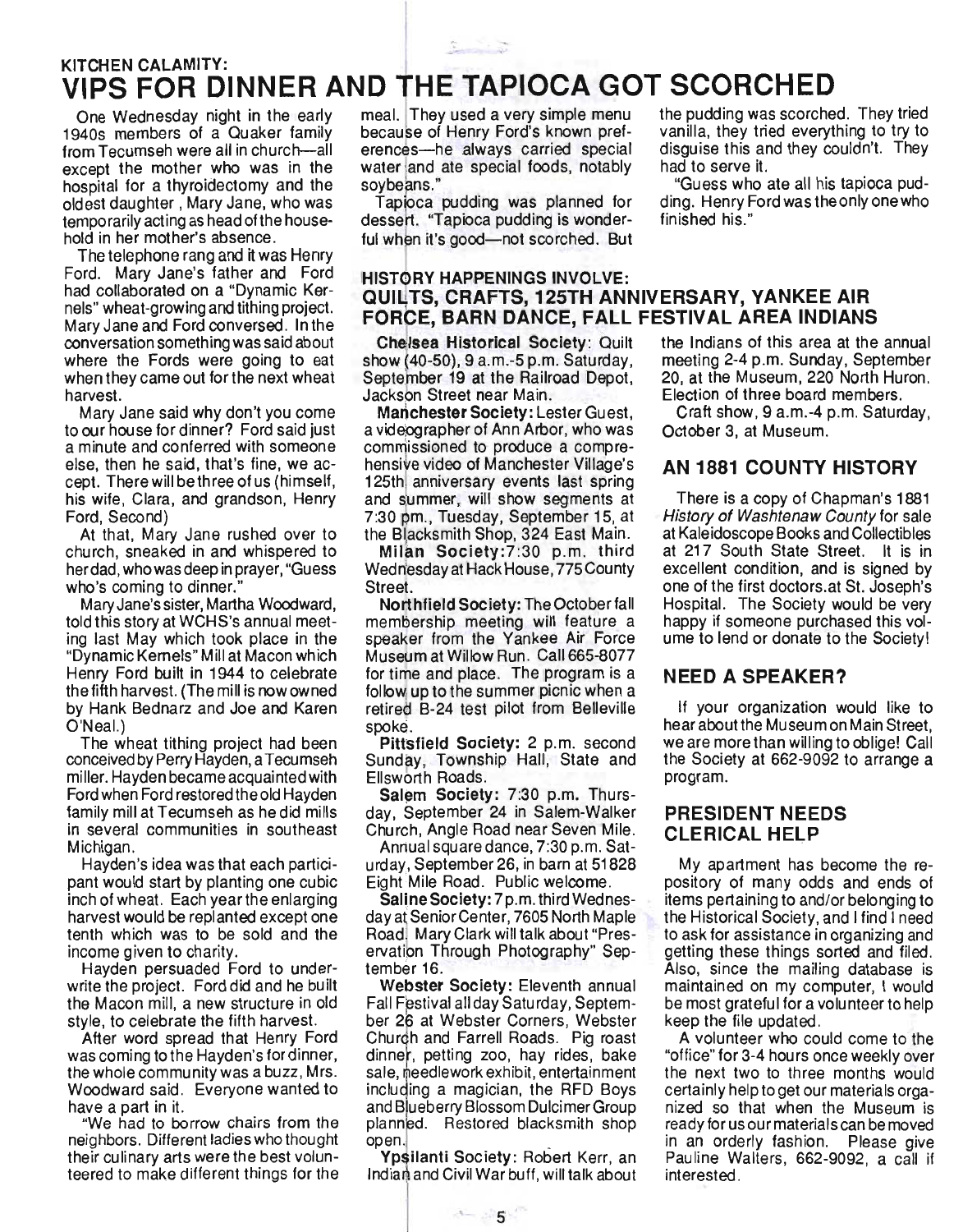KITCHEN CALAMITY:

# VIPS FOR DINNER AND THE TAPIOCA GOT SCORCHED

One Wednesday night in the early 1940s members of a Quaker family from Tecumseh were all in church—all except the mother who was in the hospital for a thyroidectomy and the oldest daughter , Mary Jane, who was temporarily acting as head of the household in her mother's absence.

The telephone rang and it was Henry Ford. Mary Jane's father and Ford had collaborated on a "Dynamic Kernels" wheat-growing and tithing project. Mary Jane and Ford conversed. In the conversation something was said about where the Fords were going to eat when they came out for the next wheat harvest.

Mary Jane said why don't you come to our house for dinner? Ford said just a minute and conferred with someone else, then he said, that's fine, we accept. There will be three of us (himself, his wife, Clara, and grandson, Henry Ford, Second)

At that, Mary Jane rushed over to church, sneaked in and whispered to her dad, who was deep in prayer, "Guess who's coming to dinner."

Mary Jane's sister, Martha Woodward, told this story at WCHS's annual meeting last May which took place in the "Dynamic Kernels" Mill at Macon which Henry Ford built in 1944 to celebrate the fifth harvest. (The mill is now owned by Hank Bednarz and Joe and Karen O'Neal.)

The wheat tithing project had been conceived by Perry Hayden, a Tecumseh miller. Hayden became acquainted with Ford when Ford restored the old Hayden family mill at Tecumseh as he did mills in several communities in southeast Michigan.

Hayden's idea was that each participant would start by planting one cubic inch of wheat. Each year the enlarging harvest would be replanted except one tenth which was to be sold and the income given to charity.

Hayden persuaded Ford to underwrite the project. Ford did and he built the Macon mill, a new structure in old style, to celebrate the fifth harvest.

After word spread that Henry Ford was coming to the Hayden's for dinner, the whole community was a buzz, Mrs. Woodward said. Everyone wanted to have a part in it.

"We had to borrow chairs from the neighbors. Different ladies who thought their culinary arts were the best volunteered to make different things for the meal. They used a very simple menu because of Henry Ford's known preferences—he always carried special water and ate special foods, notably soybeans."

Tapioca pudding was planned for dessert. "Tapioca pudding is wonderful when it's good—not scorched. But the pudding was scorched. They tried vanilla, they tried everything to try to disguise this and they couldn't. They had to serve it.

"Guess who ate all his tapioca pudding. Henry Ford was the only one who finished his."

HISTORY HAPPENINGS INVOLVE:

## QUILTS, CRAFTS, 125TH ANNIVERSARY, YANKEE AIR FORCE, BARN DANCE, FALL FESTIVAL AREA INDIANS

**Chelsea Historical Society**: Quilt show (40-50), 9 a.m.-5 p.m. Saturday, September 19 at the Railroad Depot, Jackson Street near Main.

**Manchester Society**: Lester Guest, a videographer of Ann Arbor, who was commissioned to produce a comprehensive video of Manchester Village's 125th anniversary events last spring and summer, will show segments at 7:30 pm., Tuesday, September 15, at the Blacksmith Shop, 324 East Main.

**Milan Society**: 7:30 p.m. third Wednesday at Hack House, 775 County Street.

**Northfield Society**: The October fall membership meeting will feature a speaker from the Yankee Air Force Museum at Willow Run. Call 665-8077 for time and place. The program is a follow up to the summer picnic when a retired B-24 test pilot from Belleville spoke.

**Pittsfield Society**: 2 p.m. second Sunday, Township Hall, State and Ellsworth Roads.

**Salem Society**: 7:30 p.m. Thursday, September 24 in Salem-Walker Church, Angle Road near Seven Mile.

Annual square dance, 7:30 p.m. Saturday, September 26, in barn at 51828 Eight Mile Road. Public welcome.

**Saline Society**: 7 p.m. third Wednesday at Senior Center, 7605 North Maple Road. Mary Clark will talk about "Preservation Through Photography" September 16.

**Webster Society**: Eleventh annual Fall Festival all day Saturday, September 26 at Webster Corners, Webster Church and Farrell Roads. Pig roast dinner, petting zoo, hay rides, bake sale, needlework exhibit, entertainment including a magician, the RFD Boys and Blueberry Blossom Dulcimer Group planned. Restored blacksmith shop open.

**Ypsilanti Society**: Robert Kerr, an Indian and Civil War buff, will talk about the Indians of this area at the annual meeting 2-4 p.m. Sunday, September 20, at the Museum, 220 North Huron. Election of three board members.

Craft show, 9 a.m.-4 p.m. Saturday, October 3, at Museum.

## AN 1881 COUNTY HISTORY

There is a copy of Chapman's 1881 *History of Washtenaw County* for sale at Kaleidoscope Books and Collectibles at 217 South State Street. It is in excellent condition, and is signed by one of the first doctors at St. Joseph's Hospital. The Society would be very happy if someone purchased this volume to lend or donate to the Society!

## NEED A SPEAKER?

If your organization would like to hear about the Museum on Main Street, we are more than willing to oblige! Call the Society at 662-9092 to arrange a program.

## PRESIDENT NEEDS CLERICAL HELP

My apartment has become the repository of many odds and ends of items pertaining to and/or belonging to the Historical Society, and I find I need to ask for assistance in organizing and getting these things sorted and filed. Also, since the mailing database is maintained on my computer, I would be most grateful for a volunteer to help keep the file updated.

A volunteer who could come to the "office" for 3-4 hours once weekly over the next two to three months would certainly help to get our materials organized so that when the Museum is ready for us our materials can be moved in an orderly fashion. Please give Pauline Walters, 662-9092, a call if interested.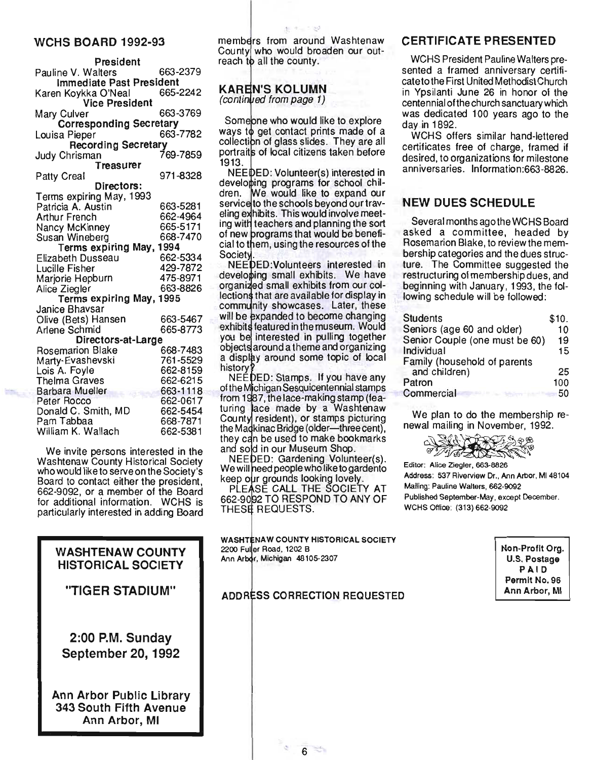## WCHS BOARD 1992-93

| | |
|---|---|
| **President** | |
| Pauline V. Walters | 663-2379 |
| **Immediate Past President** | |
| Karen Koykka O'Neal | 665-2242 |
| **Vice President** | |
| Mary Culver | 663-3769 |
| **Corresponding Secretary** | |
| Louisa Pieper | 663-7782 |
| **Recording Secretary** | |
| Judy Chrisman | 769-7859 |
| **Treasurer** | |
| Patty Creal | 971-8328 |
| **Directors:** | |
| Terms expiring May, 1993 | |
| Patricia A. Austin | 663-5281 |
| Arthur French | 662-4964 |
| Nancy McKinney | 665-5171 |
| Susan Wineberg | 668-7470 |
| **Terms expiring May, 1994** | |
| Elizabeth Dusseau | 662-5334 |
| Lucille Fisher | 429-7872 |
| Marjorie Hepburn | 475-8971 |
| Alice Ziegler | 663-8826 |
| **Terms expiring May, 1995** | |
| Janice Bhavsar | |
| Olive (Bets) Hansen | 663-5467 |
| Arlene Schmid | 665-8773 |
| **Directors-at-Large** | |
| Rosemarion Blake | 668-7483 |
| Marty-Evashevski | 761-5529 |
| Lois A. Foyle | 662-8159 |
| Thelma Graves | 662-6215 |
| Barbara Mueller | 663-1118 |
| Peter Rocco | 662-0617 |
| Donald C. Smith, MD | 662-5454 |
| Pam Tabbaa | 668-7871 |
| William K. Wallach | 662-5381 |

We invite persons interested in the Washtenaw County Historical Society who would like to serve on the Society's Board to contact either the president, 662-9092, or a member of the Board for additional information. WCHS is particularly interested in adding Board members from around Washtenaw County who would broaden our outreach to all the county.

**WASHTENAW COUNTY HISTORICAL SOCIETY**

**"TIGER STADIUM"**

**2:00 P.M. Sunday September 20, 1992**

**Ann Arbor Public Library**
**343 South Fifth Avenue**
**Ann Arbor, MI**

## KAREN'S KOLUMN

*(continued from page 1)*

Someone who would like to explore ways to get contact prints made of a collection of glass slides. They are all portraits of local citizens taken before 1913.

NEEDED: Volunteer(s) interested in developing programs for school children. We would like to expand our service to the schools beyond our traveling exhibits. This would involve meeting with teachers and planning the sort of new programs that would be beneficial to them, using the resources of the Society.

NEEDED: Volunteers interested in developing small exhibits. We have organized small exhibits from our collections that are available for display in community showcases. Later, these will be expanded to become changing exhibits featured in the museum. Would you be interested in pulling together objects around a theme and organizing a display around some topic of local history?

NEEDED: Stamps. If you have any of the Michigan Sesquicentennial stamps from 1987, the lace-making stamp (featuring lace made by a Washtenaw County resident), or stamps picturing the Mackinac Bridge (older—three cent), they can be used to make bookmarks and sold in our Museum Shop.

NEEDED: Gardening Volunteer(s). We will need people who like to garden to keep our grounds looking lovely.

PLEASE CALL THE SOCIETY AT 662-9092 TO RESPOND TO ANY OF THESE REQUESTS.

WASHTENAW COUNTY HISTORICAL SOCIETY
2200 Fuller Road, 1202 B
Ann Arbor, Michigan 48105-2307

ADDRESS CORRECTION REQUESTED

## CERTIFICATE PRESENTED

WCHS President Pauline Walters presented a framed anniversary certificate to the First United Methodist Church in Ypsilanti June 26 in honor of the centennial of the church sanctuary which was dedicated 100 years ago to the day in 1892.

WCHS offers similar hand-lettered certificates free of charge, framed if desired, to organizations for milestone anniversaries. Information: 663-8826.

## NEW DUES SCHEDULE

Several months ago the WCHS Board asked a committee, headed by Rosemarion Blake, to review the membership categories and the dues structure. The Committee suggested the restructuring of membership dues, and beginning with January, 1993, the following schedule will be followed:

| | |
|---|---|
| Students | $10. |
| Seniors (age 60 and older) | 10 |
| Senior Couple (one must be 60) | 19 |
| Individual | 15 |
| Family (household of parents and children) | 25 |
| Patron | 100 |
| Commercial | 50 |

We plan to do the membership renewal mailing in November, 1992.

Editor: Alice Ziegler, 663-8826
Address: 537 Riverview Dr., Ann Arbor, MI 48104
Mailing: Pauline Walters, 662-9092
Published September-May, except December.
WCHS Office: (313) 662-9092

Non-Profit Org.
U.S. Postage
PAID
Permit No. 96
Ann Arbor, MI